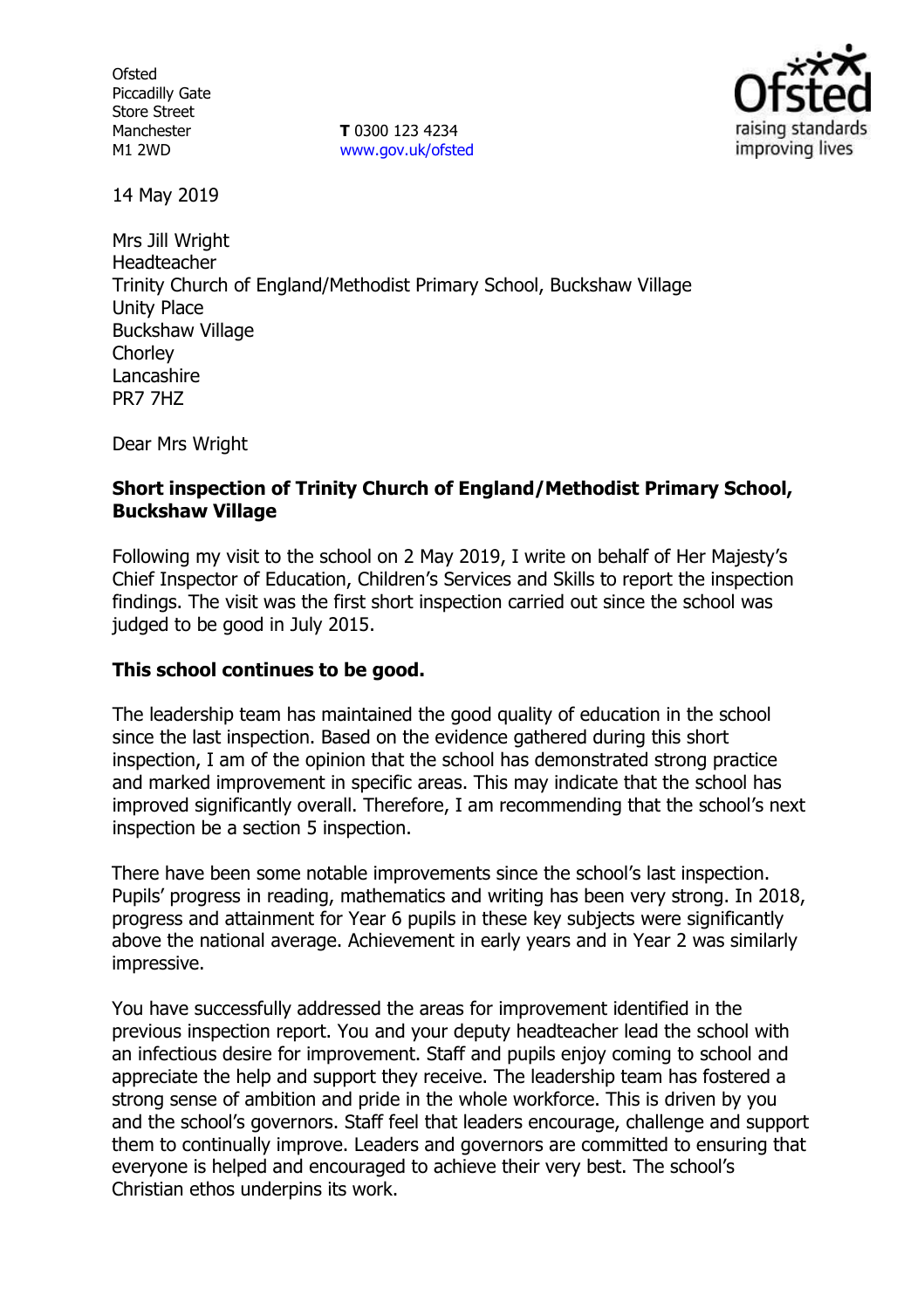Ofsted
Piccadilly Gate
Store Street
Manchester
M1 2WD

**T** 0300 123 4234
www.gov.uk/ofsted

14 May 2019

Mrs Jill Wright
Headteacher
Trinity Church of England/Methodist Primary School, Buckshaw Village
Unity Place
Buckshaw Village
Chorley
Lancashire
PR7 7HZ

Dear Mrs Wright

**Short inspection of Trinity Church of England/Methodist Primary School, Buckshaw Village**

Following my visit to the school on 2 May 2019, I write on behalf of Her Majesty's Chief Inspector of Education, Children's Services and Skills to report the inspection findings. The visit was the first short inspection carried out since the school was judged to be good in July 2015.

**This school continues to be good.**

The leadership team has maintained the good quality of education in the school since the last inspection. Based on the evidence gathered during this short inspection, I am of the opinion that the school has demonstrated strong practice and marked improvement in specific areas. This may indicate that the school has improved significantly overall. Therefore, I am recommending that the school's next inspection be a section 5 inspection.

There have been some notable improvements since the school's last inspection. Pupils' progress in reading, mathematics and writing has been very strong. In 2018, progress and attainment for Year 6 pupils in these key subjects were significantly above the national average. Achievement in early years and in Year 2 was similarly impressive.

You have successfully addressed the areas for improvement identified in the previous inspection report. You and your deputy headteacher lead the school with an infectious desire for improvement. Staff and pupils enjoy coming to school and appreciate the help and support they receive. The leadership team has fostered a strong sense of ambition and pride in the whole workforce. This is driven by you and the school's governors. Staff feel that leaders encourage, challenge and support them to continually improve. Leaders and governors are committed to ensuring that everyone is helped and encouraged to achieve their very best. The school's Christian ethos underpins its work.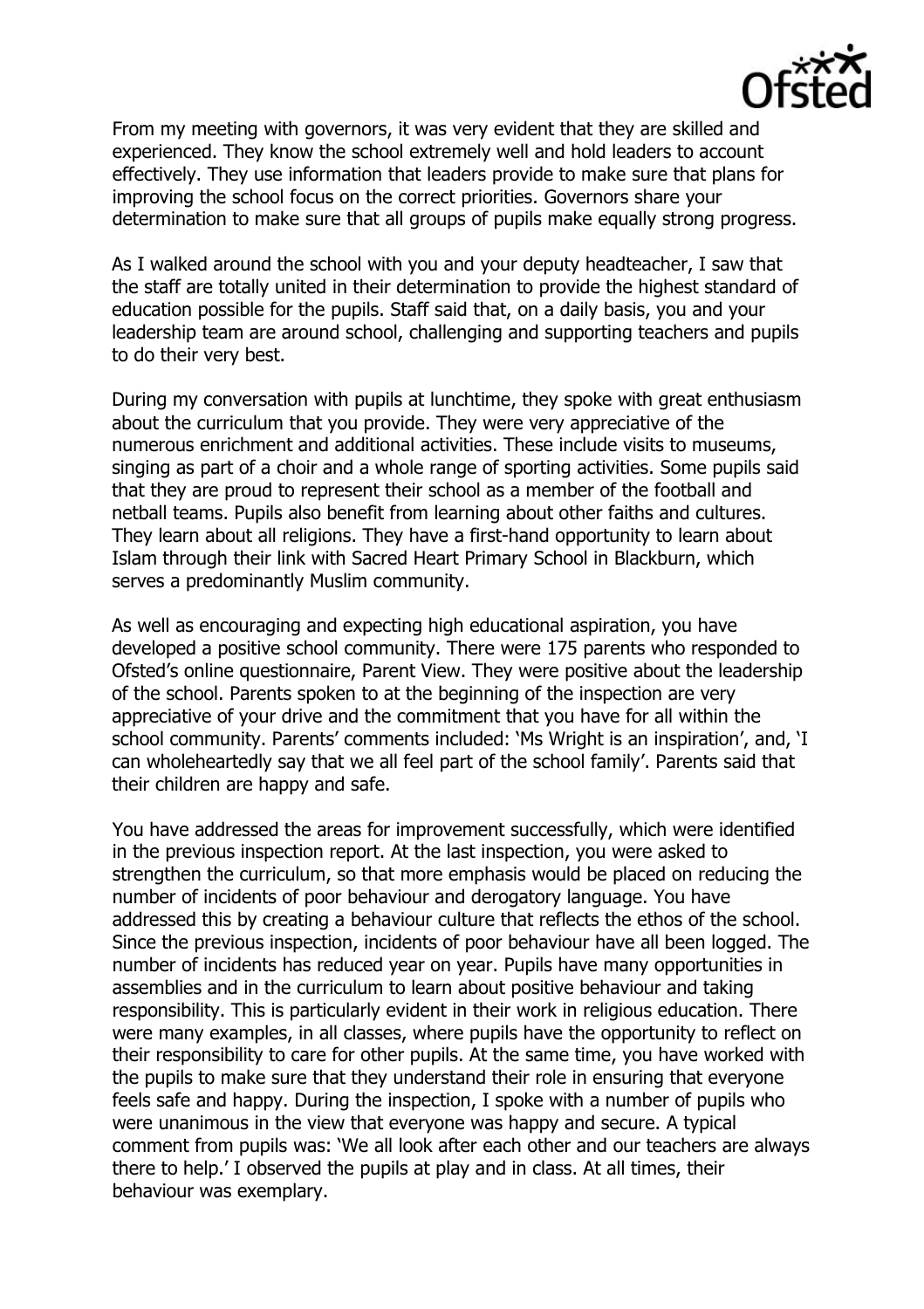From my meeting with governors, it was very evident that they are skilled and experienced. They know the school extremely well and hold leaders to account effectively. They use information that leaders provide to make sure that plans for improving the school focus on the correct priorities. Governors share your determination to make sure that all groups of pupils make equally strong progress.

As I walked around the school with you and your deputy headteacher, I saw that the staff are totally united in their determination to provide the highest standard of education possible for the pupils. Staff said that, on a daily basis, you and your leadership team are around school, challenging and supporting teachers and pupils to do their very best.

During my conversation with pupils at lunchtime, they spoke with great enthusiasm about the curriculum that you provide. They were very appreciative of the numerous enrichment and additional activities. These include visits to museums, singing as part of a choir and a whole range of sporting activities. Some pupils said that they are proud to represent their school as a member of the football and netball teams. Pupils also benefit from learning about other faiths and cultures. They learn about all religions. They have a first-hand opportunity to learn about Islam through their link with Sacred Heart Primary School in Blackburn, which serves a predominantly Muslim community.

As well as encouraging and expecting high educational aspiration, you have developed a positive school community. There were 175 parents who responded to Ofsted's online questionnaire, Parent View. They were positive about the leadership of the school. Parents spoken to at the beginning of the inspection are very appreciative of your drive and the commitment that you have for all within the school community. Parents' comments included: 'Ms Wright is an inspiration', and, 'I can wholeheartedly say that we all feel part of the school family'. Parents said that their children are happy and safe.

You have addressed the areas for improvement successfully, which were identified in the previous inspection report. At the last inspection, you were asked to strengthen the curriculum, so that more emphasis would be placed on reducing the number of incidents of poor behaviour and derogatory language. You have addressed this by creating a behaviour culture that reflects the ethos of the school. Since the previous inspection, incidents of poor behaviour have all been logged. The number of incidents has reduced year on year. Pupils have many opportunities in assemblies and in the curriculum to learn about positive behaviour and taking responsibility. This is particularly evident in their work in religious education. There were many examples, in all classes, where pupils have the opportunity to reflect on their responsibility to care for other pupils. At the same time, you have worked with the pupils to make sure that they understand their role in ensuring that everyone feels safe and happy. During the inspection, I spoke with a number of pupils who were unanimous in the view that everyone was happy and secure. A typical comment from pupils was: 'We all look after each other and our teachers are always there to help.' I observed the pupils at play and in class. At all times, their behaviour was exemplary.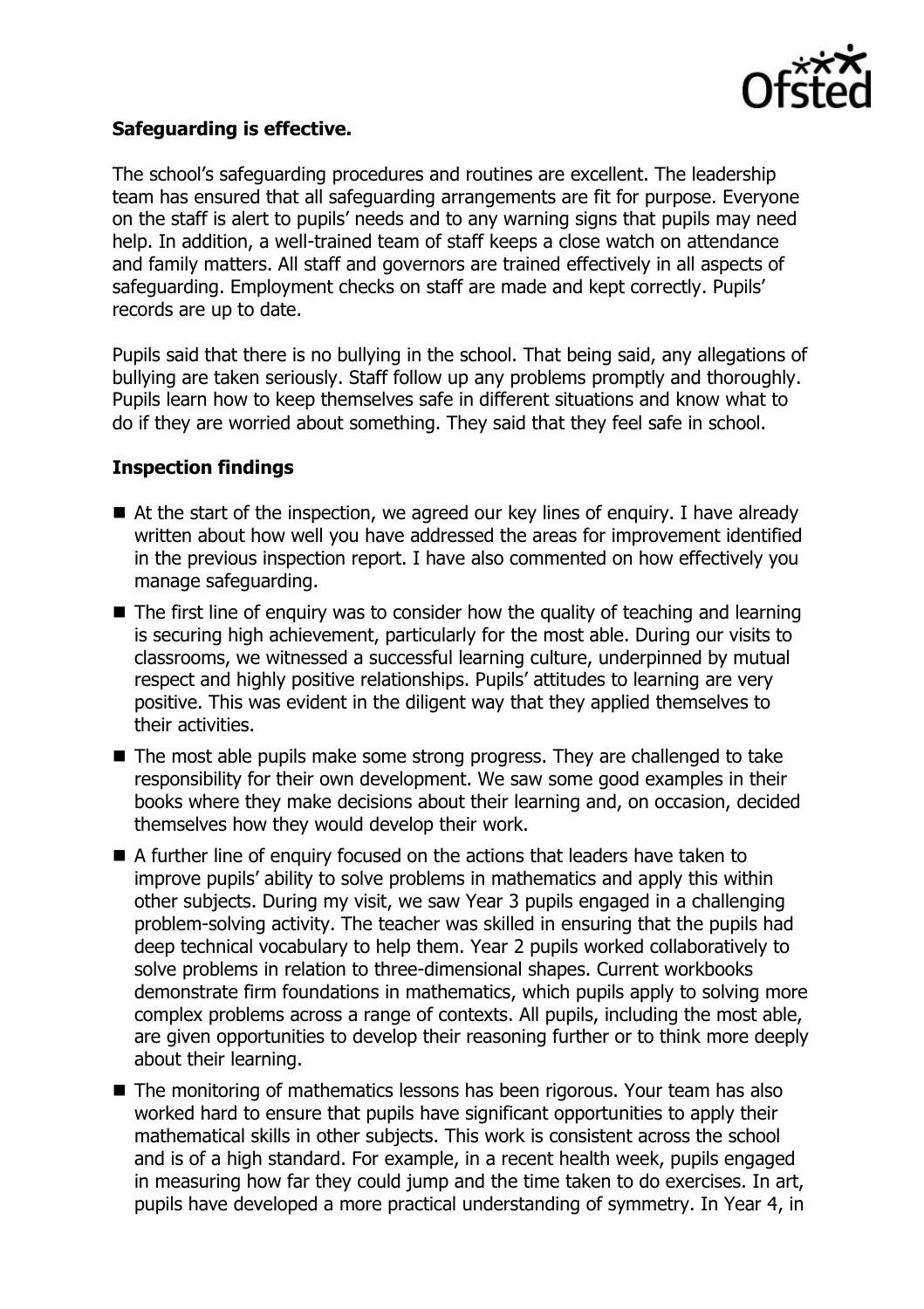**Safeguarding is effective.**

The school's safeguarding procedures and routines are excellent. The leadership team has ensured that all safeguarding arrangements are fit for purpose. Everyone on the staff is alert to pupils' needs and to any warning signs that pupils may need help. In addition, a well-trained team of staff keeps a close watch on attendance and family matters. All staff and governors are trained effectively in all aspects of safeguarding. Employment checks on staff are made and kept correctly. Pupils' records are up to date.

Pupils said that there is no bullying in the school. That being said, any allegations of bullying are taken seriously. Staff follow up any problems promptly and thoroughly. Pupils learn how to keep themselves safe in different situations and know what to do if they are worried about something. They said that they feel safe in school.

**Inspection findings**

- At the start of the inspection, we agreed our key lines of enquiry. I have already written about how well you have addressed the areas for improvement identified in the previous inspection report. I have also commented on how effectively you manage safeguarding.
- The first line of enquiry was to consider how the quality of teaching and learning is securing high achievement, particularly for the most able. During our visits to classrooms, we witnessed a successful learning culture, underpinned by mutual respect and highly positive relationships. Pupils' attitudes to learning are very positive. This was evident in the diligent way that they applied themselves to their activities.
- The most able pupils make some strong progress. They are challenged to take responsibility for their own development. We saw some good examples in their books where they make decisions about their learning and, on occasion, decided themselves how they would develop their work.
- A further line of enquiry focused on the actions that leaders have taken to improve pupils' ability to solve problems in mathematics and apply this within other subjects. During my visit, we saw Year 3 pupils engaged in a challenging problem-solving activity. The teacher was skilled in ensuring that the pupils had deep technical vocabulary to help them. Year 2 pupils worked collaboratively to solve problems in relation to three-dimensional shapes. Current workbooks demonstrate firm foundations in mathematics, which pupils apply to solving more complex problems across a range of contexts. All pupils, including the most able, are given opportunities to develop their reasoning further or to think more deeply about their learning.
- The monitoring of mathematics lessons has been rigorous. Your team has also worked hard to ensure that pupils have significant opportunities to apply their mathematical skills in other subjects. This work is consistent across the school and is of a high standard. For example, in a recent health week, pupils engaged in measuring how far they could jump and the time taken to do exercises. In art, pupils have developed a more practical understanding of symmetry. In Year 4, in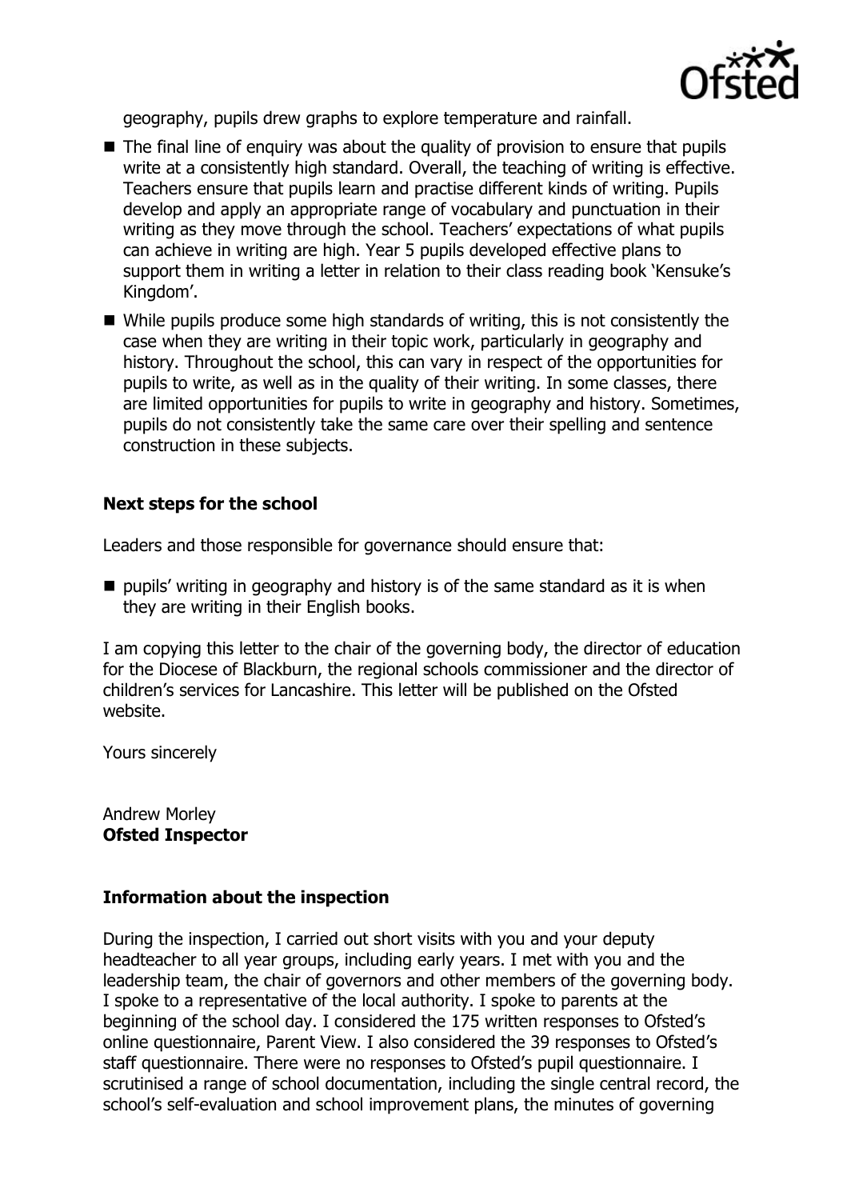geography, pupils drew graphs to explore temperature and rainfall.

- The final line of enquiry was about the quality of provision to ensure that pupils write at a consistently high standard. Overall, the teaching of writing is effective. Teachers ensure that pupils learn and practise different kinds of writing. Pupils develop and apply an appropriate range of vocabulary and punctuation in their writing as they move through the school. Teachers' expectations of what pupils can achieve in writing are high. Year 5 pupils developed effective plans to support them in writing a letter in relation to their class reading book 'Kensuke's Kingdom'.
- While pupils produce some high standards of writing, this is not consistently the case when they are writing in their topic work, particularly in geography and history. Throughout the school, this can vary in respect of the opportunities for pupils to write, as well as in the quality of their writing. In some classes, there are limited opportunities for pupils to write in geography and history. Sometimes, pupils do not consistently take the same care over their spelling and sentence construction in these subjects.

## Next steps for the school

Leaders and those responsible for governance should ensure that:

- pupils' writing in geography and history is of the same standard as it is when they are writing in their English books.

I am copying this letter to the chair of the governing body, the director of education for the Diocese of Blackburn, the regional schools commissioner and the director of children's services for Lancashire. This letter will be published on the Ofsted website.

Yours sincerely

Andrew Morley
**Ofsted Inspector**

## Information about the inspection

During the inspection, I carried out short visits with you and your deputy headteacher to all year groups, including early years. I met with you and the leadership team, the chair of governors and other members of the governing body. I spoke to a representative of the local authority. I spoke to parents at the beginning of the school day. I considered the 175 written responses to Ofsted's online questionnaire, Parent View. I also considered the 39 responses to Ofsted's staff questionnaire. There were no responses to Ofsted's pupil questionnaire. I scrutinised a range of school documentation, including the single central record, the school's self-evaluation and school improvement plans, the minutes of governing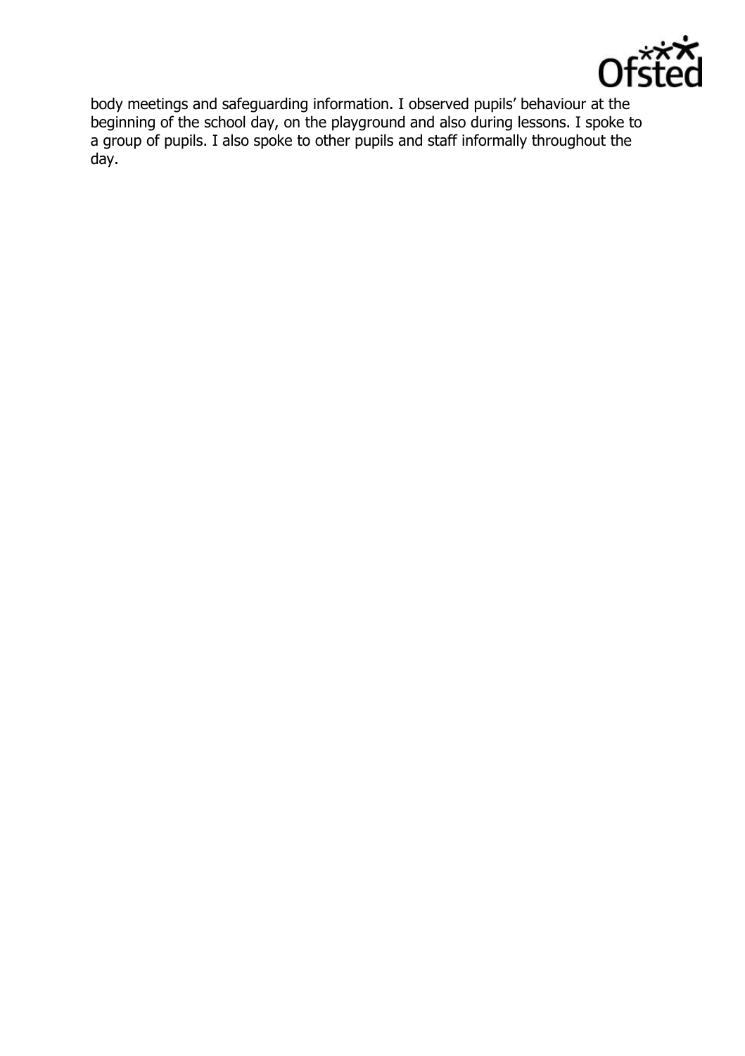body meetings and safeguarding information. I observed pupils' behaviour at the beginning of the school day, on the playground and also during lessons. I spoke to a group of pupils. I also spoke to other pupils and staff informally throughout the day.